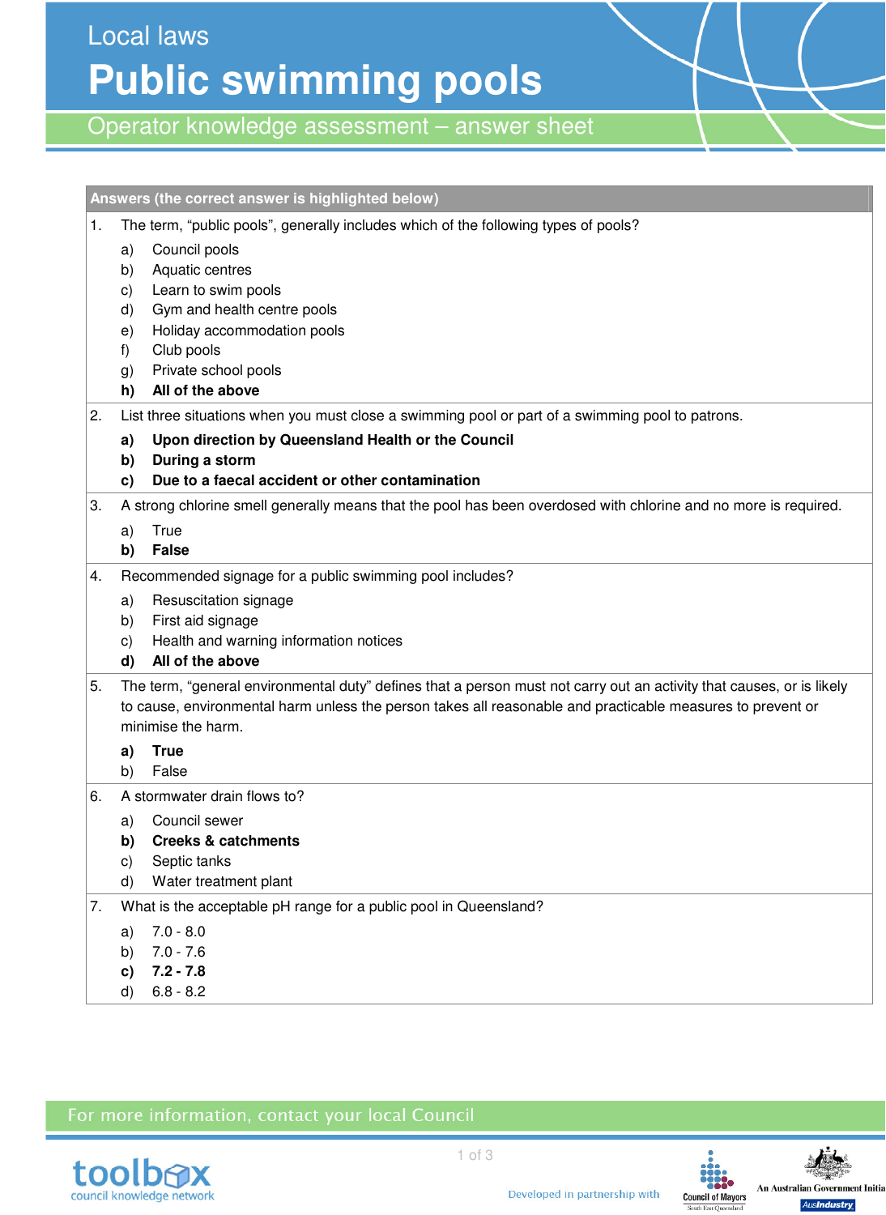Local laws

# Public swimming pools

## Operator knowledge assessment – answer sheet

**Answers (the correct answer is highlighted below)**

1. The term, “public pools”, generally includes which of the following types of pools?

   a) Council pools
   b) Aquatic centres
   c) Learn to swim pools
   d) Gym and health centre pools
   e) Holiday accommodation pools
   f) Club pools
   g) Private school pools
   **h) All of the above**

2. List three situations when you must close a swimming pool or part of a swimming pool to patrons.

   **a) Upon direction by Queensland Health or the Council**
   **b) During a storm**
   **c) Due to a faecal accident or other contamination**

3. A strong chlorine smell generally means that the pool has been overdosed with chlorine and no more is required.

   a) True
   **b) False**

4. Recommended signage for a public swimming pool includes?

   a) Resuscitation signage
   b) First aid signage
   c) Health and warning information notices
   **d) All of the above**

5. The term, “general environmental duty” defines that a person must not carry out an activity that causes, or is likely to cause, environmental harm unless the person takes all reasonable and practicable measures to prevent or minimise the harm.

   **a) True**
   b) False

6. A stormwater drain flows to?

   a) Council sewer
   **b) Creeks & catchments**
   c) Septic tanks
   d) Water treatment plant

7. What is the acceptable pH range for a public pool in Queensland?

   a) 7.0 - 8.0
   b) 7.0 - 7.6
   **c) 7.2 - 7.8**
   d) 6.8 - 8.2

For more information, contact your local Council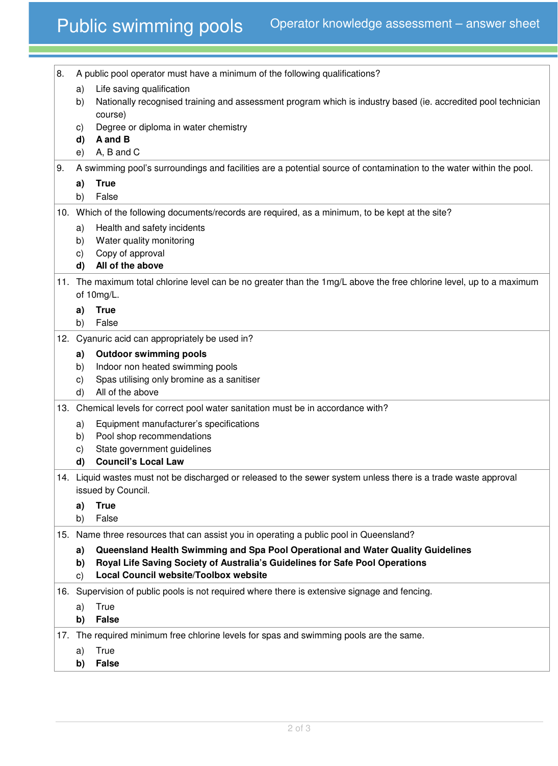8. A public pool operator must have a minimum of the following qualifications?
   - a) Life saving qualification
   - b) Nationally recognised training and assessment program which is industry based (ie. accredited pool technician course)
   - c) Degree or diploma in water chemistry
   - **d) A and B**
   - e) A, B and C

9. A swimming pool's surroundings and facilities are a potential source of contamination to the water within the pool.
   - **a) True**
   - b) False

10. Which of the following documents/records are required, as a minimum, to be kept at the site?
    - a) Health and safety incidents
    - b) Water quality monitoring
    - c) Copy of approval
    - **d) All of the above**

11. The maximum total chlorine level can be no greater than the 1mg/L above the free chlorine level, up to a maximum of 10mg/L.
    - **a) True**
    - b) False

12. Cyanuric acid can appropriately be used in?
    - **a) Outdoor swimming pools**
    - b) Indoor non heated swimming pools
    - c) Spas utilising only bromine as a sanitiser
    - d) All of the above

13. Chemical levels for correct pool water sanitation must be in accordance with?
    - a) Equipment manufacturer's specifications
    - b) Pool shop recommendations
    - c) State government guidelines
    - **d) Council's Local Law**

14. Liquid wastes must not be discharged or released to the sewer system unless there is a trade waste approval issued by Council.
    - **a) True**
    - b) False

15. Name three resources that can assist you in operating a public pool in Queensland?
    - **a) Queensland Health Swimming and Spa Pool Operational and Water Quality Guidelines**
    - **b) Royal Life Saving Society of Australia's Guidelines for Safe Pool Operations**
    - c) **Local Council website/Toolbox website**

16. Supervision of public pools is not required where there is extensive signage and fencing.
    - a) True
    - **b) False**

17. The required minimum free chlorine levels for spas and swimming pools are the same.
    - a) True
    - **b) False**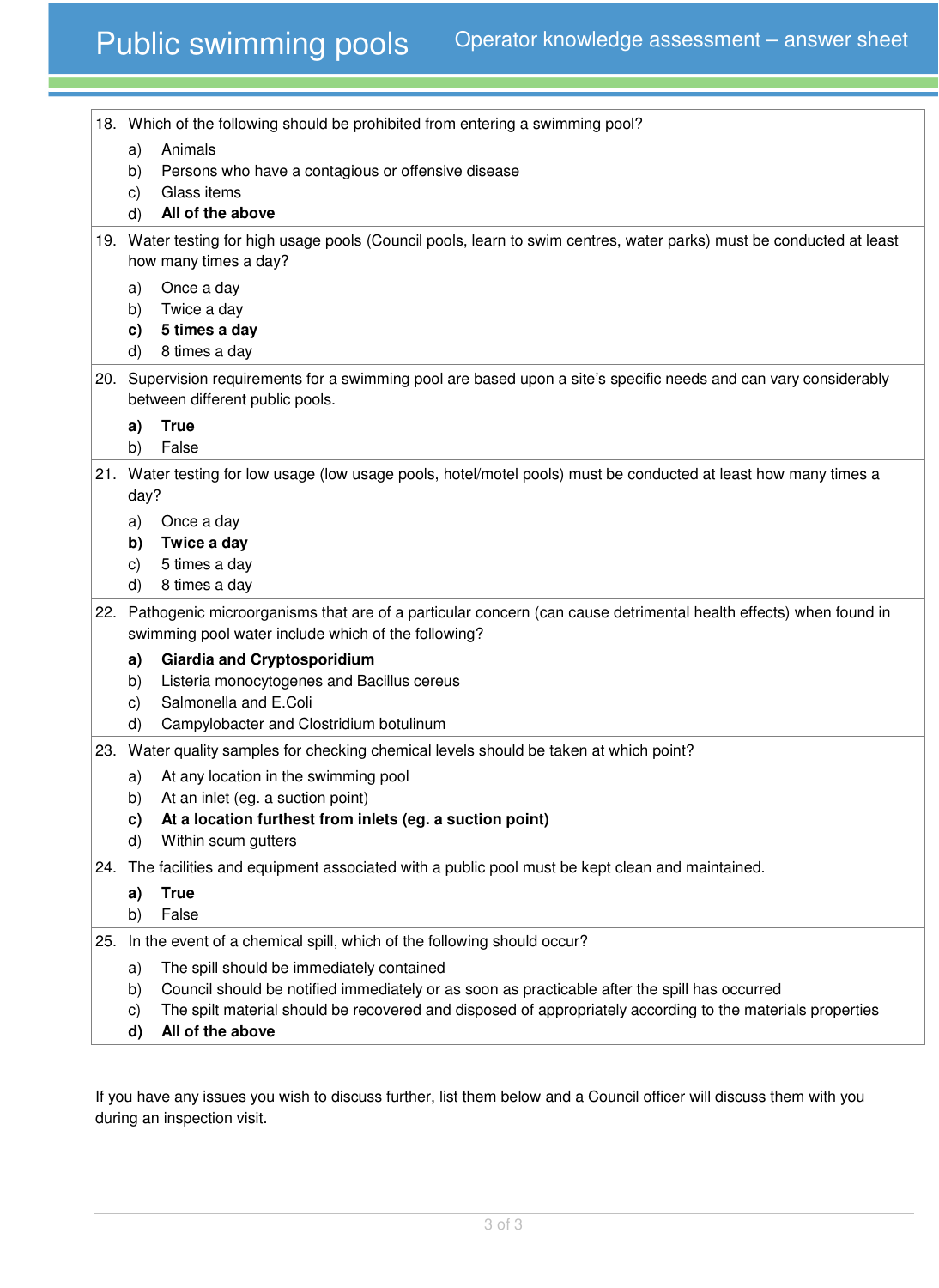18. Which of the following should be prohibited from entering a swimming pool?

    a) Animals
    b) Persons who have a contagious or offensive disease
    c) Glass items
    **d) All of the above**

19. Water testing for high usage pools (Council pools, learn to swim centres, water parks) must be conducted at least how many times a day?

    a) Once a day
    b) Twice a day
    **c) 5 times a day**
    d) 8 times a day

20. Supervision requirements for a swimming pool are based upon a site's specific needs and can vary considerably between different public pools.

    **a) True**
    b) False

21. Water testing for low usage (low usage pools, hotel/motel pools) must be conducted at least how many times a day?

    a) Once a day
    **b) Twice a day**
    c) 5 times a day
    d) 8 times a day

22. Pathogenic microorganisms that are of a particular concern (can cause detrimental health effects) when found in swimming pool water include which of the following?

    **a) Giardia and Cryptosporidium**
    b) Listeria monocytogenes and Bacillus cereus
    c) Salmonella and E.Coli
    d) Campylobacter and Clostridium botulinum

23. Water quality samples for checking chemical levels should be taken at which point?

    a) At any location in the swimming pool
    b) At an inlet (eg. a suction point)
    **c) At a location furthest from inlets (eg. a suction point)**
    d) Within scum gutters

24. The facilities and equipment associated with a public pool must be kept clean and maintained.

    **a) True**
    b) False

25. In the event of a chemical spill, which of the following should occur?

    a) The spill should be immediately contained
    b) Council should be notified immediately or as soon as practicable after the spill has occurred
    c) The spilt material should be recovered and disposed of appropriately according to the materials properties
    **d) All of the above**

If you have any issues you wish to discuss further, list them below and a Council officer will discuss them with you during an inspection visit.